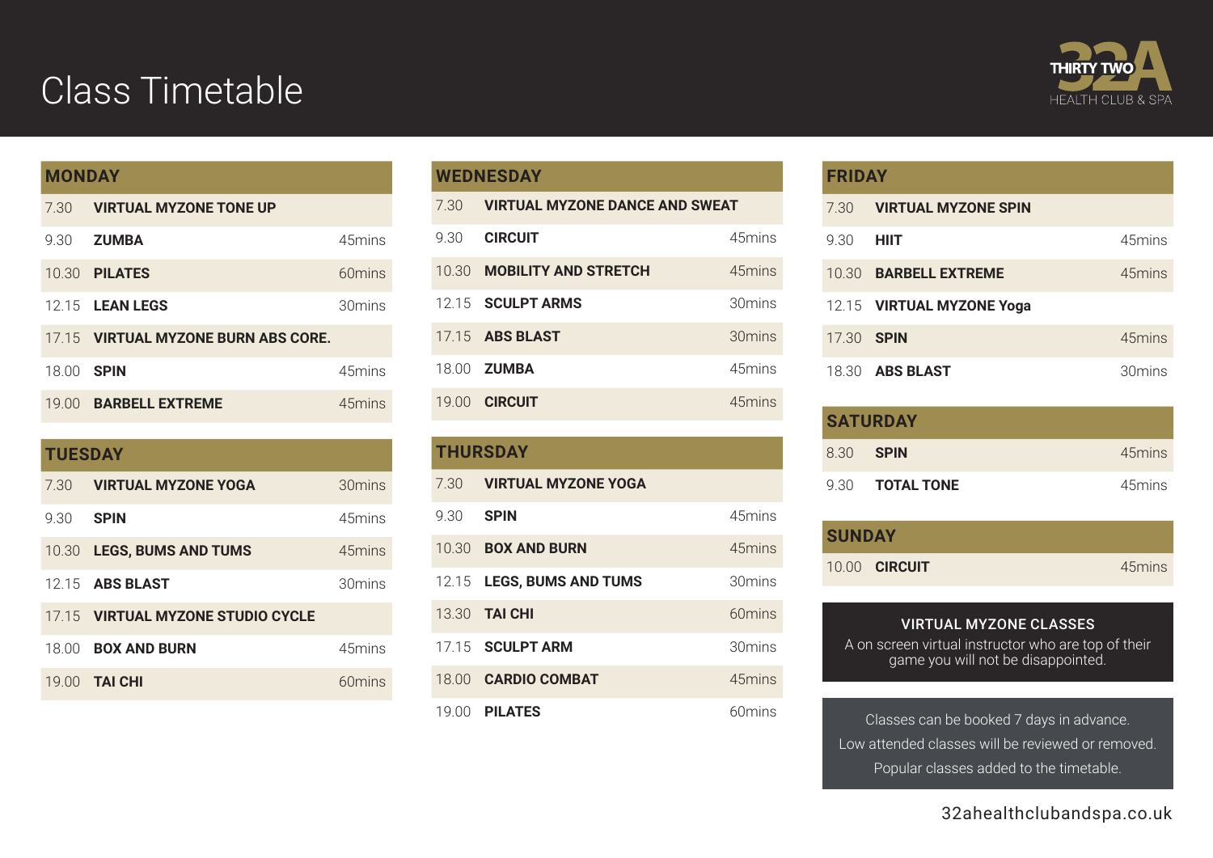# Class Timetable

THIRTY TWO
HEALTH CLUB & SPA

## MONDAY

| Time | Class | Duration |
|---|---|---|
| 7.30 | **VIRTUAL MYZONE TONE UP** | |
| 9.30 | **ZUMBA** | 45mins |
| 10.30 | **PILATES** | 60mins |
| 12.15 | **LEAN LEGS** | 30mins |
| 17.15 | **VIRTUAL MYZONE BURN ABS CORE.** | |
| 18.00 | **SPIN** | 45mins |
| 19.00 | **BARBELL EXTREME** | 45mins |

## TUESDAY

| Time | Class | Duration |
|---|---|---|
| 7.30 | **VIRTUAL MYZONE YOGA** | 30mins |
| 9.30 | **SPIN** | 45mins |
| 10.30 | **LEGS, BUMS AND TUMS** | 45mins |
| 12.15 | **ABS BLAST** | 30mins |
| 17.15 | **VIRTUAL MYZONE STUDIO CYCLE** | |
| 18.00 | **BOX AND BURN** | 45mins |
| 19.00 | **TAI CHI** | 60mins |

## WEDNESDAY

| Time | Class | Duration |
|---|---|---|
| 7.30 | **VIRTUAL MYZONE DANCE AND SWEAT** | |
| 9.30 | **CIRCUIT** | 45mins |
| 10.30 | **MOBILITY AND STRETCH** | 45mins |
| 12.15 | **SCULPT ARMS** | 30mins |
| 17.15 | **ABS BLAST** | 30mins |
| 18.00 | **ZUMBA** | 45mins |
| 19.00 | **CIRCUIT** | 45mins |

## THURSDAY

| Time | Class | Duration |
|---|---|---|
| 7.30 | **VIRTUAL MYZONE YOGA** | |
| 9.30 | **SPIN** | 45mins |
| 10.30 | **BOX AND BURN** | 45mins |
| 12.15 | **LEGS, BUMS AND TUMS** | 30mins |
| 13.30 | **TAI CHI** | 60mins |
| 17.15 | **SCULPT ARM** | 30mins |
| 18.00 | **CARDIO COMBAT** | 45mins |
| 19.00 | **PILATES** | 60mins |

## FRIDAY

| Time | Class | Duration |
|---|---|---|
| 7.30 | **VIRTUAL MYZONE SPIN** | |
| 9.30 | **HIIT** | 45mins |
| 10.30 | **BARBELL EXTREME** | 45mins |
| 12.15 | **VIRTUAL MYZONE Yoga** | |
| 17.30 | **SPIN** | 45mins |
| 18.30 | **ABS BLAST** | 30mins |

## SATURDAY

| Time | Class | Duration |
|---|---|---|
| 8.30 | **SPIN** | 45mins |
| 9.30 | **TOTAL TONE** | 45mins |

## SUNDAY

| Time | Class | Duration |
|---|---|---|
| 10.00 | **CIRCUIT** | 45mins |

**VIRTUAL MYZONE CLASSES**

A on screen virtual instructor who are top of their game you will not be disappointed.

Classes can be booked 7 days in advance.
Low attended classes will be reviewed or removed.
Popular classes added to the timetable.

32ahealthclubandspa.co.uk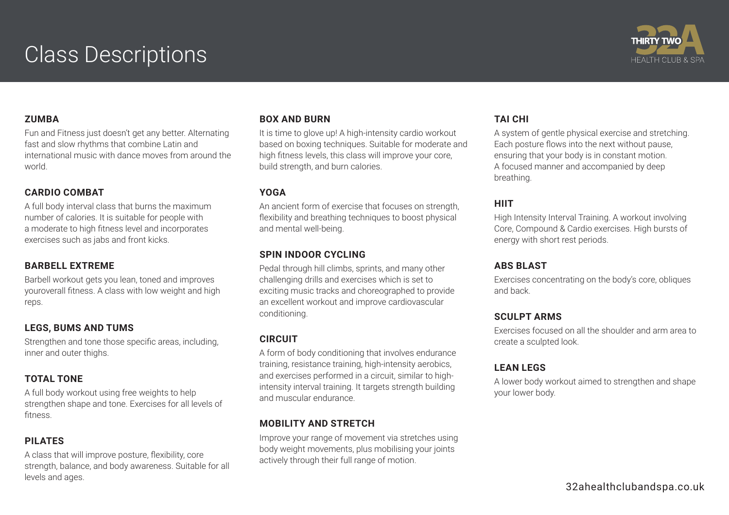# Class Descriptions

THIRTY TWO HEALTH CLUB & SPA

### ZUMBA

Fun and Fitness just doesn't get any better. Alternating fast and slow rhythms that combine Latin and international music with dance moves from around the world.

### CARDIO COMBAT

A full body interval class that burns the maximum number of calories. It is suitable for people with a moderate to high fitness level and incorporates exercises such as jabs and front kicks.

### BARBELL EXTREME

Barbell workout gets you lean, toned and improves youroverall fitness. A class with low weight and high reps.

### LEGS, BUMS AND TUMS

Strengthen and tone those specific areas, including, inner and outer thighs.

### TOTAL TONE

A full body workout using free weights to help strengthen shape and tone. Exercises for all levels of fitness.

### PILATES

A class that will improve posture, flexibility, core strength, balance, and body awareness. Suitable for all levels and ages.

### BOX AND BURN

It is time to glove up! A high-intensity cardio workout based on boxing techniques. Suitable for moderate and high fitness levels, this class will improve your core, build strength, and burn calories.

### YOGA

An ancient form of exercise that focuses on strength, flexibility and breathing techniques to boost physical and mental well-being.

### SPIN INDOOR CYCLING

Pedal through hill climbs, sprints, and many other challenging drills and exercises which is set to exciting music tracks and choreographed to provide an excellent workout and improve cardiovascular conditioning.

### CIRCUIT

A form of body conditioning that involves endurance training, resistance training, high-intensity aerobics, and exercises performed in a circuit, similar to high-intensity interval training. It targets strength building and muscular endurance.

### MOBILITY AND STRETCH

Improve your range of movement via stretches using body weight movements, plus mobilising your joints actively through their full range of motion.

### TAI CHI

A system of gentle physical exercise and stretching. Each posture flows into the next without pause, ensuring that your body is in constant motion. A focused manner and accompanied by deep breathing.

### HIIT

High Intensity Interval Training. A workout involving Core, Compound & Cardio exercises. High bursts of energy with short rest periods.

### ABS BLAST

Exercises concentrating on the body's core, obliques and back.

### SCULPT ARMS

Exercises focused on all the shoulder and arm area to create a sculpted look.

### LEAN LEGS

A lower body workout aimed to strengthen and shape your lower body.

32ahealthclubandspa.co.uk